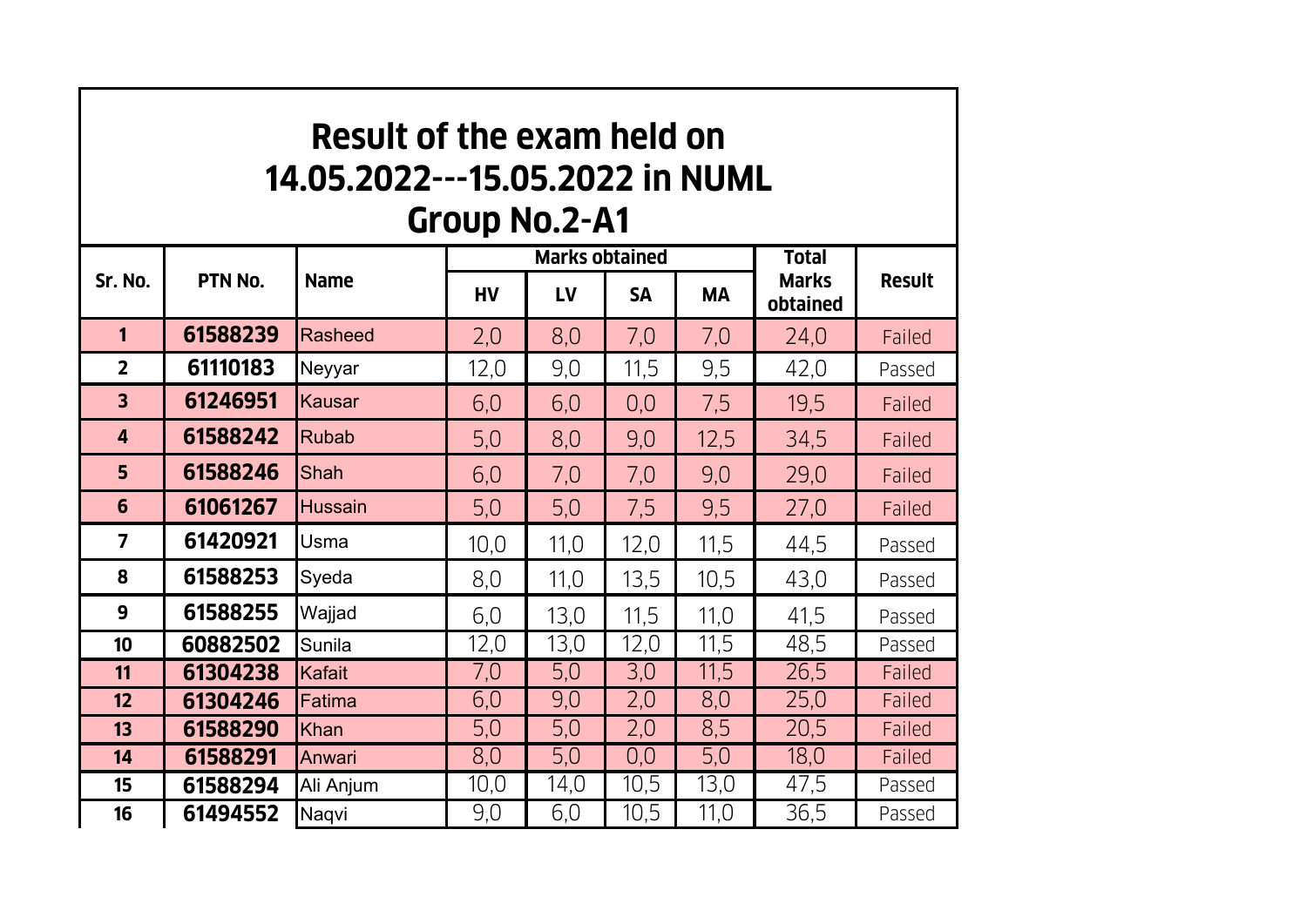# Result of the exam held on 14.05.2022---15.05.2022 in NUML Group No.2-A1

| Sr. No. | PTN No. | Name | Marks obtained | | | | Total Marks obtained | Result |
|---|---|---|---|---|---|---|---|---|
| | | | HV | LV | SA | MA | | |
| 1 | 61588239 | Rasheed | 2,0 | 8,0 | 7,0 | 7,0 | 24,0 | Failed |
| 2 | 61110183 | Neyyar | 12,0 | 9,0 | 11,5 | 9,5 | 42,0 | Passed |
| 3 | 61246951 | Kausar | 6,0 | 6,0 | 0,0 | 7,5 | 19,5 | Failed |
| 4 | 61588242 | Rubab | 5,0 | 8,0 | 9,0 | 12,5 | 34,5 | Failed |
| 5 | 61588246 | Shah | 6,0 | 7,0 | 7,0 | 9,0 | 29,0 | Failed |
| 6 | 61061267 | Hussain | 5,0 | 5,0 | 7,5 | 9,5 | 27,0 | Failed |
| 7 | 61420921 | Usma | 10,0 | 11,0 | 12,0 | 11,5 | 44,5 | Passed |
| 8 | 61588253 | Syeda | 8,0 | 11,0 | 13,5 | 10,5 | 43,0 | Passed |
| 9 | 61588255 | Wajjad | 6,0 | 13,0 | 11,5 | 11,0 | 41,5 | Passed |
| 10 | 60882502 | Sunila | 12,0 | 13,0 | 12,0 | 11,5 | 48,5 | Passed |
| 11 | 61304238 | Kafait | 7,0 | 5,0 | 3,0 | 11,5 | 26,5 | Failed |
| 12 | 61304246 | Fatima | 6,0 | 9,0 | 2,0 | 8,0 | 25,0 | Failed |
| 13 | 61588290 | Khan | 5,0 | 5,0 | 2,0 | 8,5 | 20,5 | Failed |
| 14 | 61588291 | Anwari | 8,0 | 5,0 | 0,0 | 5,0 | 18,0 | Failed |
| 15 | 61588294 | Ali Anjum | 10,0 | 14,0 | 10,5 | 13,0 | 47,5 | Passed |
| 16 | 61494552 | Naqvi | 9,0 | 6,0 | 10,5 | 11,0 | 36,5 | Passed |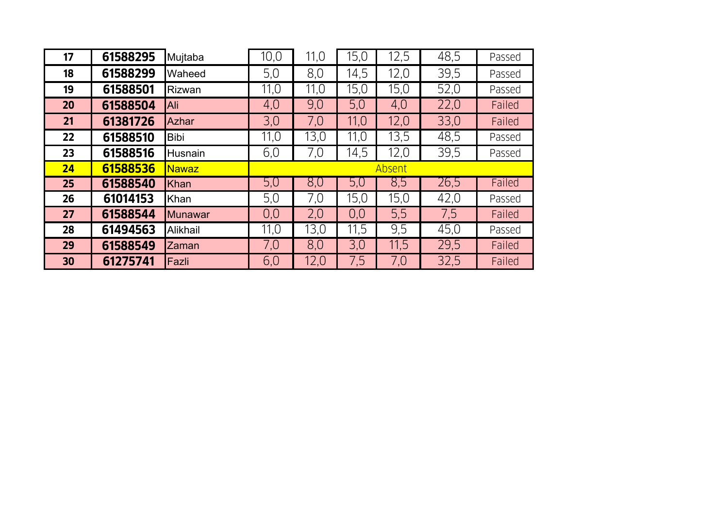| | | | | | | | | |
|---|---|---|---|---|---|---|---|---|
| 17 | 61588295 | Mujtaba | 10,0 | 11,0 | 15,0 | 12,5 | 48,5 | Passed |
| 18 | 61588299 | Waheed | 5,0 | 8,0 | 14,5 | 12,0 | 39,5 | Passed |
| 19 | 61588501 | Rizwan | 11,0 | 11,0 | 15,0 | 15,0 | 52,0 | Passed |
| 20 | 61588504 | Ali | 4,0 | 9,0 | 5,0 | 4,0 | 22,0 | Failed |
| 21 | 61381726 | Azhar | 3,0 | 7,0 | 11,0 | 12,0 | 33,0 | Failed |
| 22 | 61588510 | Bibi | 11,0 | 13,0 | 11,0 | 13,5 | 48,5 | Passed |
| 23 | 61588516 | Husnain | 6,0 | 7,0 | 14,5 | 12,0 | 39,5 | Passed |
| 24 | 61588536 | Nawaz | Absent | | | | | |
| 25 | 61588540 | Khan | 5,0 | 8,0 | 5,0 | 8,5 | 26,5 | Failed |
| 26 | 61014153 | Khan | 5,0 | 7,0 | 15,0 | 15,0 | 42,0 | Passed |
| 27 | 61588544 | Munawar | 0,0 | 2,0 | 0,0 | 5,5 | 7,5 | Failed |
| 28 | 61494563 | Alikhail | 11,0 | 13,0 | 11,5 | 9,5 | 45,0 | Passed |
| 29 | 61588549 | Zaman | 7,0 | 8,0 | 3,0 | 11,5 | 29,5 | Failed |
| 30 | 61275741 | Fazli | 6,0 | 12,0 | 7,5 | 7,0 | 32,5 | Failed |